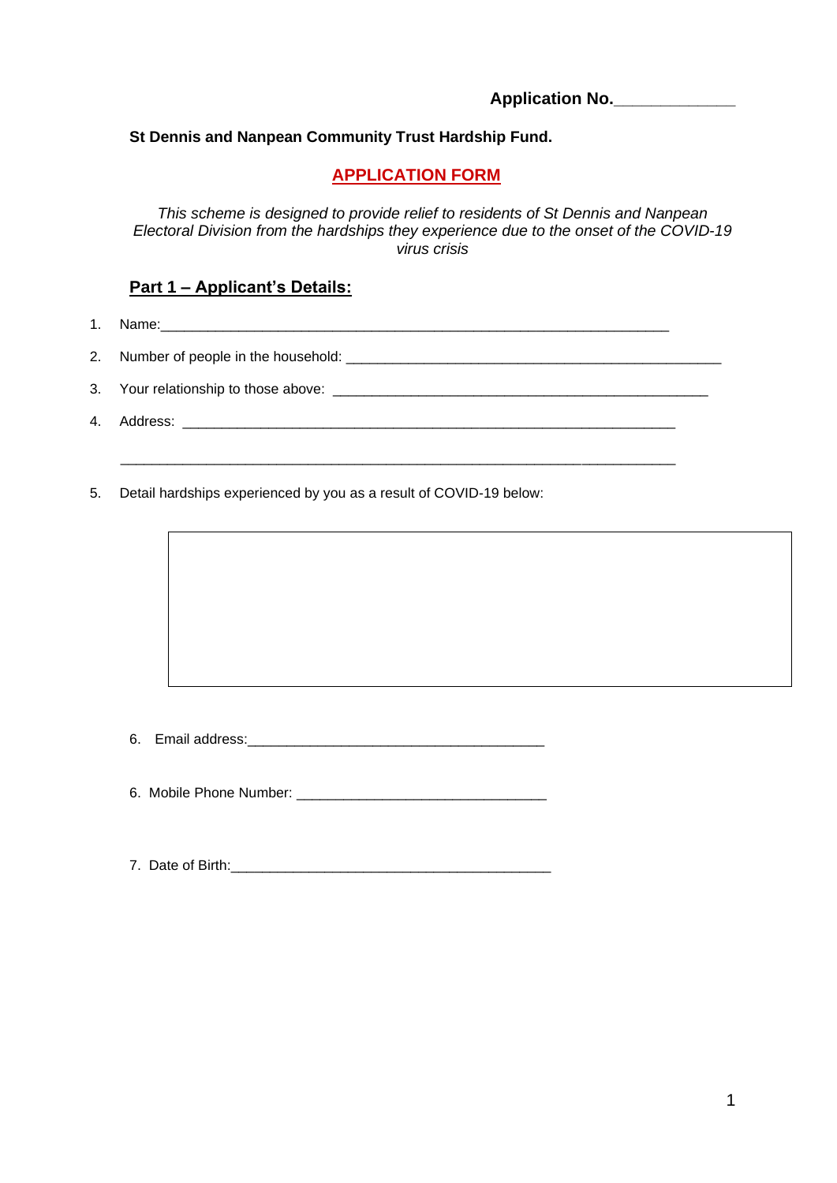**Application No.\_\_\_\_\_\_\_\_\_\_\_\_\_**

**St Dennis and Nanpean Community Trust Hardship Fund.**

## APPLICATION FORM

*This scheme is designed to provide relief to residents of St Dennis and Nanpean Electoral Division from the hardships they experience due to the onset of the COVID-19 virus crisis*

### Part 1 – Applicant's Details:

1. Name:\_\_\_\_\_\_\_\_\_\_\_\_\_\_\_\_\_\_\_\_\_\_\_\_\_\_\_\_\_\_\_\_\_\_\_\_\_\_\_\_\_\_\_\_\_\_\_\_\_\_\_\_\_\_\_\_\_\_\_\_\_\_\_\_
2. Number of people in the household: \_\_\_\_\_\_\_\_\_\_\_\_\_\_\_\_\_\_\_\_\_\_\_\_\_\_\_\_\_\_\_\_\_\_\_\_\_\_\_\_\_\_\_\_\_\_\_\_\_
3. Your relationship to those above: \_\_\_\_\_\_\_\_\_\_\_\_\_\_\_\_\_\_\_\_\_\_\_\_\_\_\_\_\_\_\_\_\_\_\_\_\_\_\_\_\_\_\_\_\_\_\_\_\_
4. Address: \_\_\_\_\_\_\_\_\_\_\_\_\_\_\_\_\_\_\_\_\_\_\_\_\_\_\_\_\_\_\_\_\_\_\_\_\_\_\_\_\_\_\_\_\_\_\_\_\_\_\_\_\_\_\_\_\_\_\_\_\_\_\_\_

   \_\_\_\_\_\_\_\_\_\_\_\_\_\_\_\_\_\_\_\_\_\_\_\_\_\_\_\_\_\_\_\_\_\_\_\_\_\_\_\_\_\_\_\_\_\_\_\_\_\_\_\_\_\_\_\_\_\_\_\_\_\_\_\_\_\_\_\_\_\_\_

5. Detail hardships experienced by you as a result of COVID-19 below:

| |
|---|
| |

6. Email address:\_\_\_\_\_\_\_\_\_\_\_\_\_\_\_\_\_\_\_\_\_\_\_\_\_\_\_\_\_\_\_\_\_\_\_\_\_\_\_

6. Mobile Phone Number: \_\_\_\_\_\_\_\_\_\_\_\_\_\_\_\_\_\_\_\_\_\_\_\_\_\_\_\_\_\_\_\_\_

7. Date of Birth:\_\_\_\_\_\_\_\_\_\_\_\_\_\_\_\_\_\_\_\_\_\_\_\_\_\_\_\_\_\_\_\_\_\_\_\_\_\_\_\_\_\_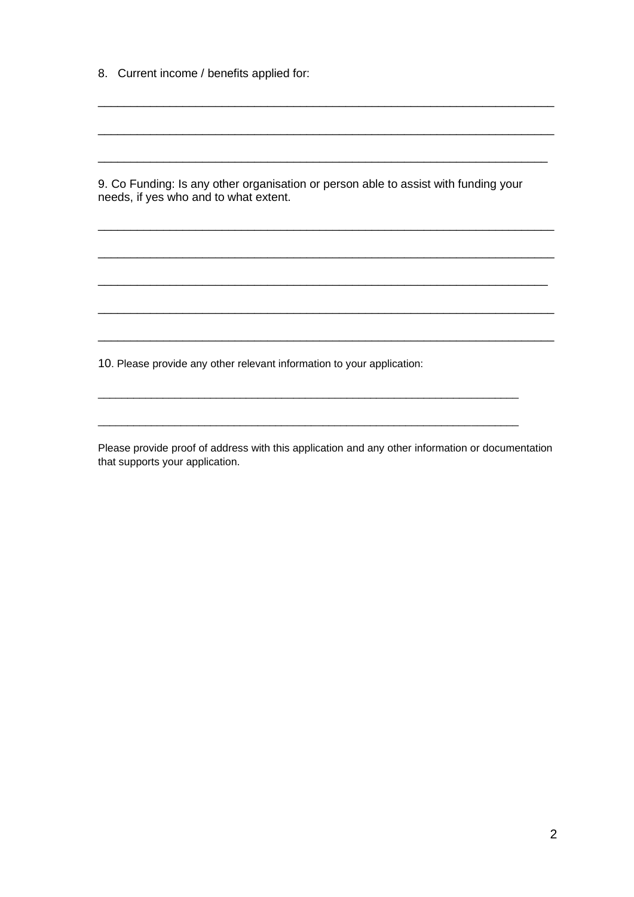8. Current income / benefits applied for:

_______________________________________________________________________

_______________________________________________________________________

______________________________________________________________________

9. Co Funding: Is any other organisation or person able to assist with funding your needs, if yes who and to what extent.

_______________________________________________________________________

_______________________________________________________________________

______________________________________________________________________

_______________________________________________________________________

_______________________________________________________________________

10. Please provide any other relevant information to your application:

_________________________________________________________________

_________________________________________________________________

Please provide proof of address with this application and any other information or documentation that supports your application.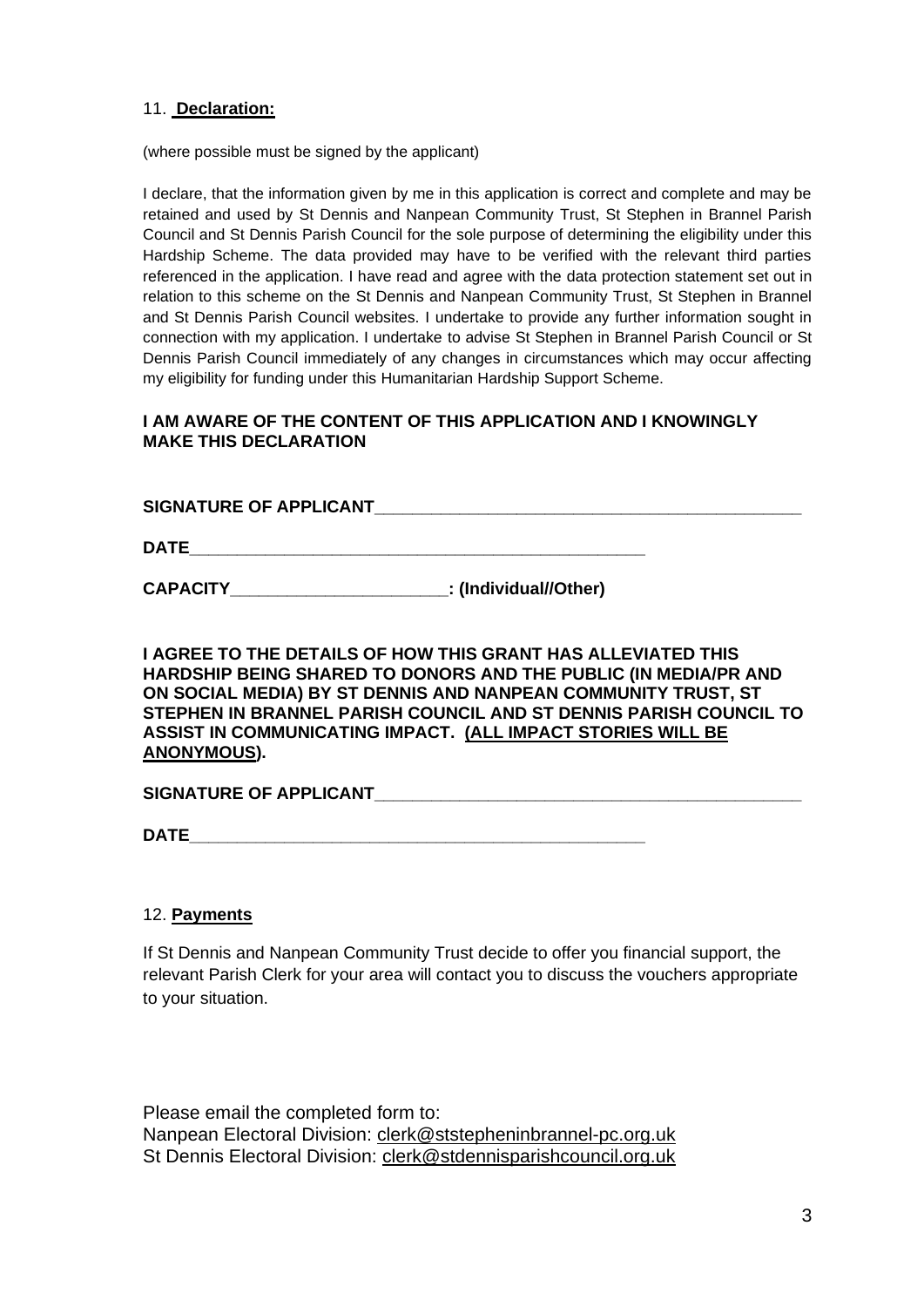## 11. **Declaration:**

(where possible must be signed by the applicant)

I declare, that the information given by me in this application is correct and complete and may be retained and used by St Dennis and Nanpean Community Trust, St Stephen in Brannel Parish Council and St Dennis Parish Council for the sole purpose of determining the eligibility under this Hardship Scheme. The data provided may have to be verified with the relevant third parties referenced in the application. I have read and agree with the data protection statement set out in relation to this scheme on the St Dennis and Nanpean Community Trust, St Stephen in Brannel and St Dennis Parish Council websites. I undertake to provide any further information sought in connection with my application. I undertake to advise St Stephen in Brannel Parish Council or St Dennis Parish Council immediately of any changes in circumstances which may occur affecting my eligibility for funding under this Humanitarian Hardship Support Scheme.

**I AM AWARE OF THE CONTENT OF THIS APPLICATION AND I KNOWINGLY MAKE THIS DECLARATION**

**SIGNATURE OF APPLICANT**_______________________________________________

**DATE**__________________________________________________

**CAPACITY**______________________**: (Individual//Other)**

**I AGREE TO THE DETAILS OF HOW THIS GRANT HAS ALLEVIATED THIS HARDSHIP BEING SHARED TO DONORS AND THE PUBLIC (IN MEDIA/PR AND ON SOCIAL MEDIA) BY ST DENNIS AND NANPEAN COMMUNITY TRUST, ST STEPHEN IN BRANNEL PARISH COUNCIL AND ST DENNIS PARISH COUNCIL TO ASSIST IN COMMUNICATING IMPACT. (ALL IMPACT STORIES WILL BE ANONYMOUS).**

**SIGNATURE OF APPLICANT**_______________________________________________

**DATE**__________________________________________________

## 12. **Payments**

If St Dennis and Nanpean Community Trust decide to offer you financial support, the relevant Parish Clerk for your area will contact you to discuss the vouchers appropriate to your situation.

Please email the completed form to:
Nanpean Electoral Division: clerk@ststepheninbrannel-pc.org.uk
St Dennis Electoral Division: clerk@stdennisparishcouncil.org.uk